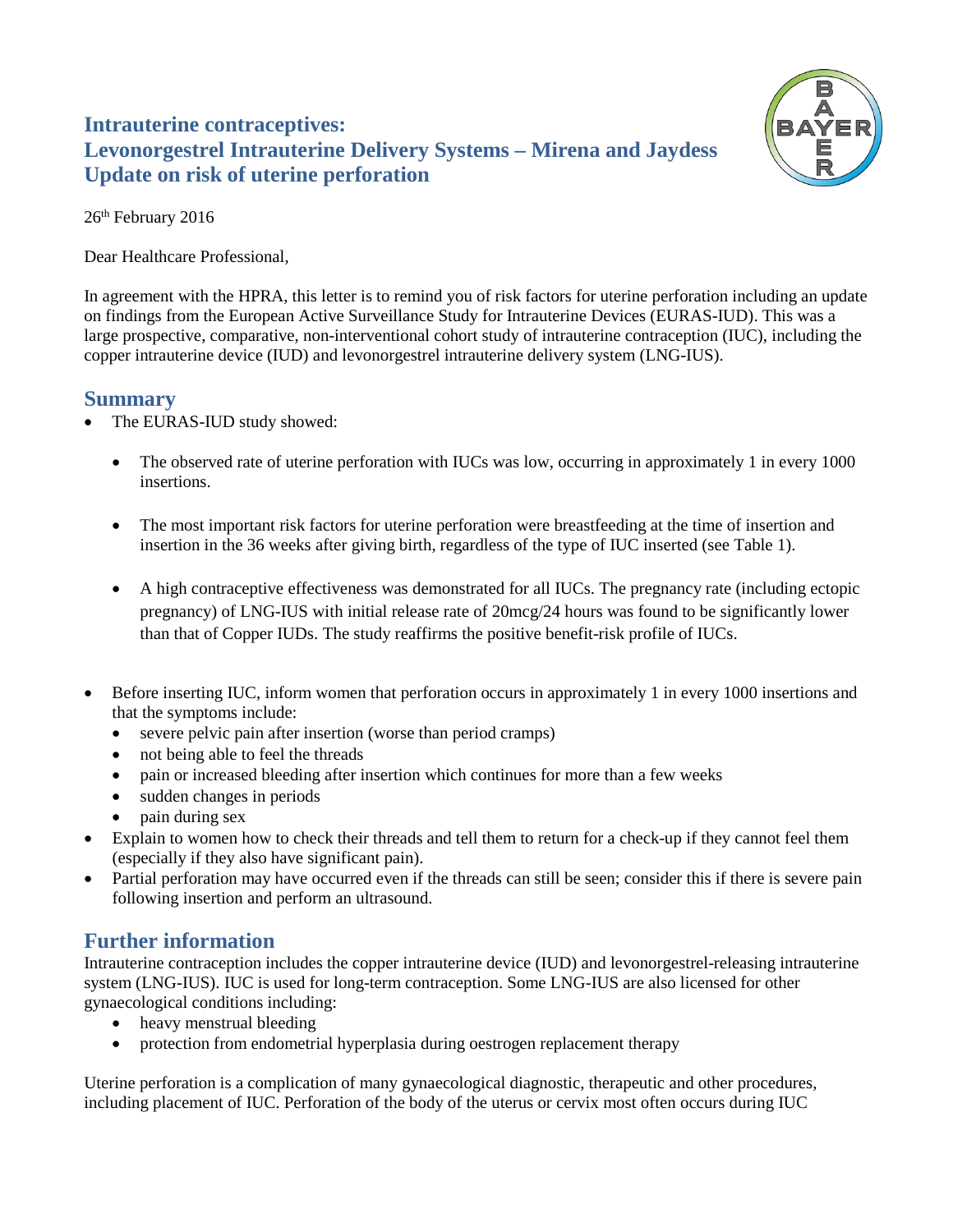# Intrauterine contraceptives:
# Levonorgestrel Intrauterine Delivery Systems – Mirena and Jaydess
# Update on risk of uterine perforation

26th February 2016

Dear Healthcare Professional,

In agreement with the HPRA, this letter is to remind you of risk factors for uterine perforation including an update on findings from the European Active Surveillance Study for Intrauterine Devices (EURAS-IUD). This was a large prospective, comparative, non-interventional cohort study of intrauterine contraception (IUC), including the copper intrauterine device (IUD) and levonorgestrel intrauterine delivery system (LNG-IUS).

## Summary

- The EURAS-IUD study showed:
  - The observed rate of uterine perforation with IUCs was low, occurring in approximately 1 in every 1000 insertions.
  - The most important risk factors for uterine perforation were breastfeeding at the time of insertion and insertion in the 36 weeks after giving birth, regardless of the type of IUC inserted (see Table 1).
  - A high contraceptive effectiveness was demonstrated for all IUCs. The pregnancy rate (including ectopic pregnancy) of LNG-IUS with initial release rate of 20mcg/24 hours was found to be significantly lower than that of Copper IUDs. The study reaffirms the positive benefit-risk profile of IUCs.
- Before inserting IUC, inform women that perforation occurs in approximately 1 in every 1000 insertions and that the symptoms include:
  - severe pelvic pain after insertion (worse than period cramps)
  - not being able to feel the threads
  - pain or increased bleeding after insertion which continues for more than a few weeks
  - sudden changes in periods
  - pain during sex
- Explain to women how to check their threads and tell them to return for a check-up if they cannot feel them (especially if they also have significant pain).
- Partial perforation may have occurred even if the threads can still be seen; consider this if there is severe pain following insertion and perform an ultrasound.

## Further information

Intrauterine contraception includes the copper intrauterine device (IUD) and levonorgestrel-releasing intrauterine system (LNG-IUS). IUC is used for long-term contraception. Some LNG-IUS are also licensed for other gynaecological conditions including:

- heavy menstrual bleeding
- protection from endometrial hyperplasia during oestrogen replacement therapy

Uterine perforation is a complication of many gynaecological diagnostic, therapeutic and other procedures, including placement of IUC. Perforation of the body of the uterus or cervix most often occurs during IUC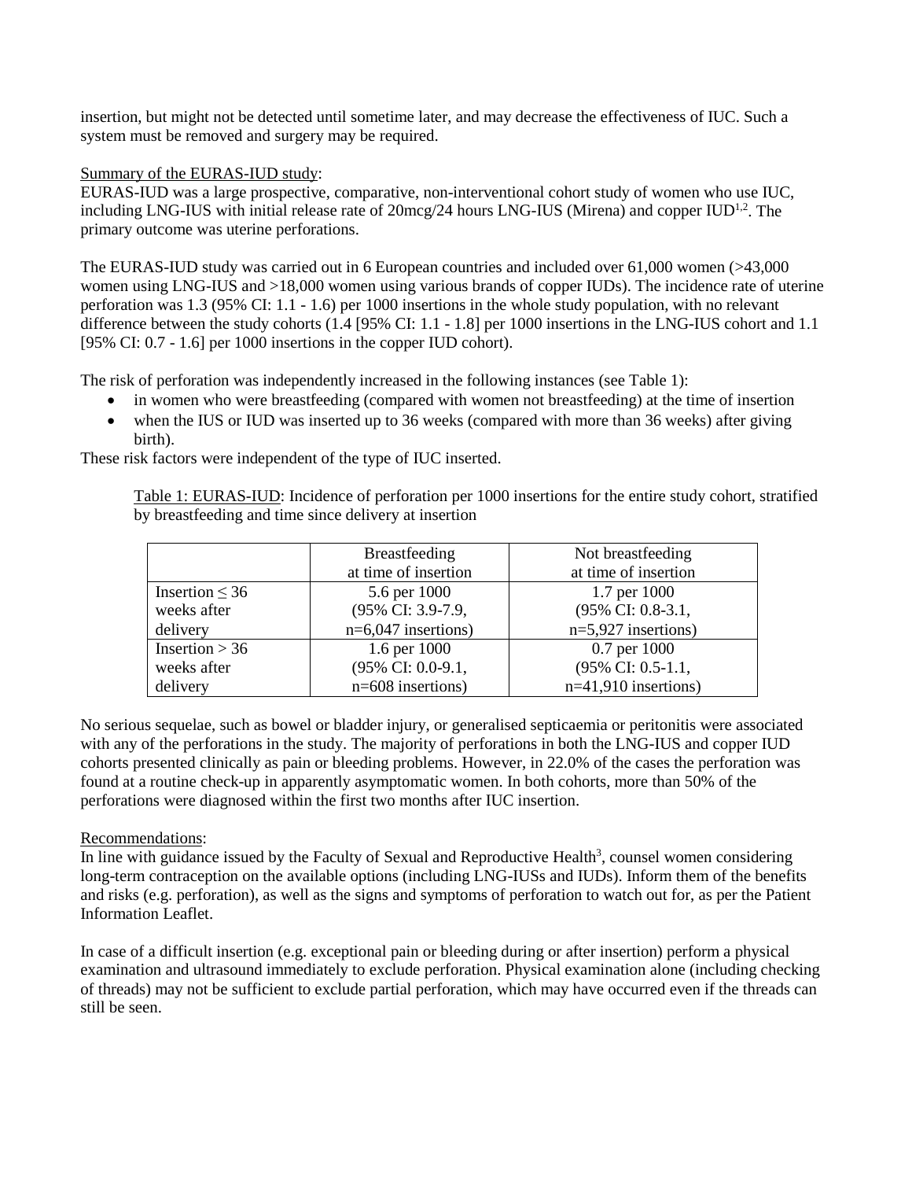insertion, but might not be detected until sometime later, and may decrease the effectiveness of IUC. Such a system must be removed and surgery may be required.

Summary of the EURAS-IUD study:

EURAS-IUD was a large prospective, comparative, non-interventional cohort study of women who use IUC, including LNG-IUS with initial release rate of 20mcg/24 hours LNG-IUS (Mirena) and copper IUD[1,2]. The primary outcome was uterine perforations.

The EURAS-IUD study was carried out in 6 European countries and included over 61,000 women (>43,000 women using LNG-IUS and >18,000 women using various brands of copper IUDs). The incidence rate of uterine perforation was 1.3 (95% CI: 1.1 - 1.6) per 1000 insertions in the whole study population, with no relevant difference between the study cohorts (1.4 [95% CI: 1.1 - 1.8] per 1000 insertions in the LNG-IUS cohort and 1.1 [95% CI: 0.7 - 1.6] per 1000 insertions in the copper IUD cohort).

The risk of perforation was independently increased in the following instances (see Table 1):

- in women who were breastfeeding (compared with women not breastfeeding) at the time of insertion
- when the IUS or IUD was inserted up to 36 weeks (compared with more than 36 weeks) after giving birth).

These risk factors were independent of the type of IUC inserted.

Table 1: EURAS-IUD: Incidence of perforation per 1000 insertions for the entire study cohort, stratified by breastfeeding and time since delivery at insertion

| | Breastfeeding at time of insertion | Not breastfeeding at time of insertion |
|---|---|---|
| Insertion ≤ 36 weeks after delivery | 5.6 per 1000 (95% CI: 3.9-7.9, n=6,047 insertions) | 1.7 per 1000 (95% CI: 0.8-3.1, n=5,927 insertions) |
| Insertion > 36 weeks after delivery | 1.6 per 1000 (95% CI: 0.0-9.1, n=608 insertions) | 0.7 per 1000 (95% CI: 0.5-1.1, n=41,910 insertions) |

No serious sequelae, such as bowel or bladder injury, or generalised septicaemia or peritonitis were associated with any of the perforations in the study. The majority of perforations in both the LNG-IUS and copper IUD cohorts presented clinically as pain or bleeding problems. However, in 22.0% of the cases the perforation was found at a routine check-up in apparently asymptomatic women. In both cohorts, more than 50% of the perforations were diagnosed within the first two months after IUC insertion.

Recommendations:

In line with guidance issued by the Faculty of Sexual and Reproductive Health[3], counsel women considering long-term contraception on the available options (including LNG-IUSs and IUDs). Inform them of the benefits and risks (e.g. perforation), as well as the signs and symptoms of perforation to watch out for, as per the Patient Information Leaflet.

In case of a difficult insertion (e.g. exceptional pain or bleeding during or after insertion) perform a physical examination and ultrasound immediately to exclude perforation. Physical examination alone (including checking of threads) may not be sufficient to exclude partial perforation, which may have occurred even if the threads can still be seen.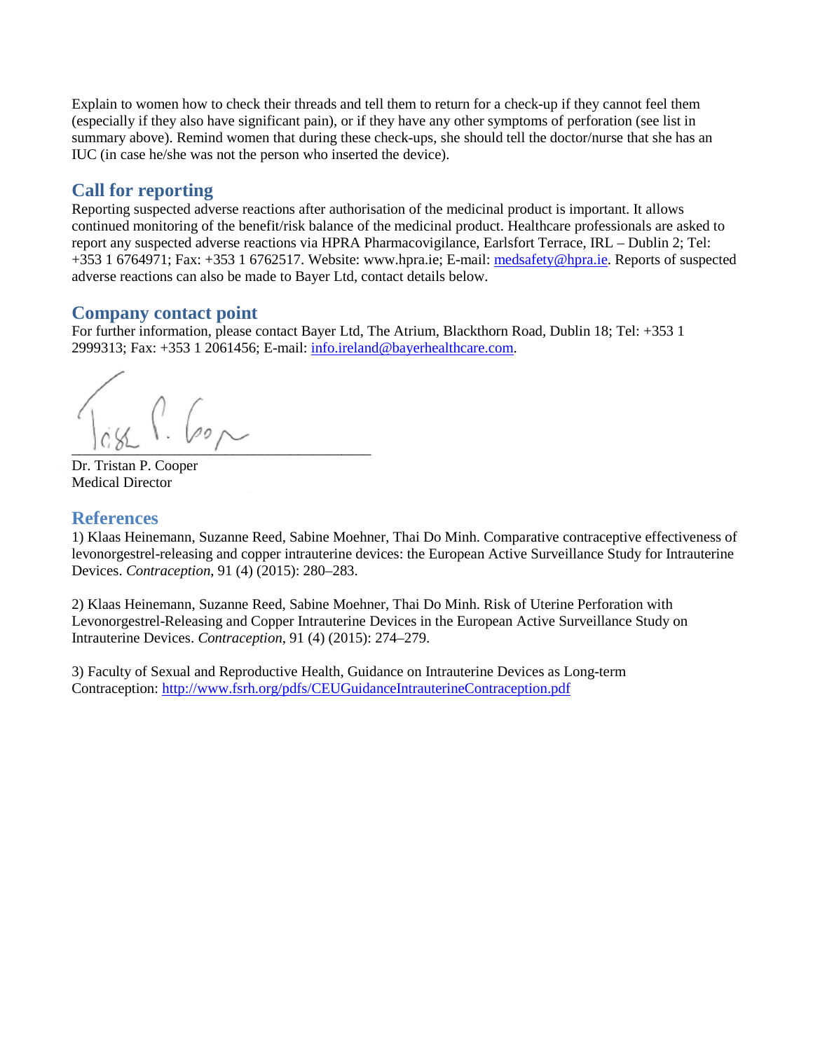Explain to women how to check their threads and tell them to return for a check-up if they cannot feel them (especially if they also have significant pain), or if they have any other symptoms of perforation (see list in summary above). Remind women that during these check-ups, she should tell the doctor/nurse that she has an IUC (in case he/she was not the person who inserted the device).

## Call for reporting

Reporting suspected adverse reactions after authorisation of the medicinal product is important. It allows continued monitoring of the benefit/risk balance of the medicinal product. Healthcare professionals are asked to report any suspected adverse reactions via HPRA Pharmacovigilance, Earlsfort Terrace, IRL – Dublin 2; Tel: +353 1 6764971; Fax: +353 1 6762517. Website: www.hpra.ie; E-mail: medsafety@hpra.ie. Reports of suspected adverse reactions can also be made to Bayer Ltd, contact details below.

## Company contact point

For further information, please contact Bayer Ltd, The Atrium, Blackthorn Road, Dublin 18; Tel: +353 1 2999313; Fax: +353 1 2061456; E-mail: info.ireland@bayerhealthcare.com.

Dr. Tristan P. Cooper
Medical Director

## References

1) Klaas Heinemann, Suzanne Reed, Sabine Moehner, Thai Do Minh. Comparative contraceptive effectiveness of levonorgestrel-releasing and copper intrauterine devices: the European Active Surveillance Study for Intrauterine Devices. *Contraception*, 91 (4) (2015): 280–283.

2) Klaas Heinemann, Suzanne Reed, Sabine Moehner, Thai Do Minh. Risk of Uterine Perforation with Levonorgestrel-Releasing and Copper Intrauterine Devices in the European Active Surveillance Study on Intrauterine Devices. *Contraception*, 91 (4) (2015): 274–279.

3) Faculty of Sexual and Reproductive Health, Guidance on Intrauterine Devices as Long-term Contraception: http://www.fsrh.org/pdfs/CEUGuidanceIntrauterineContraception.pdf